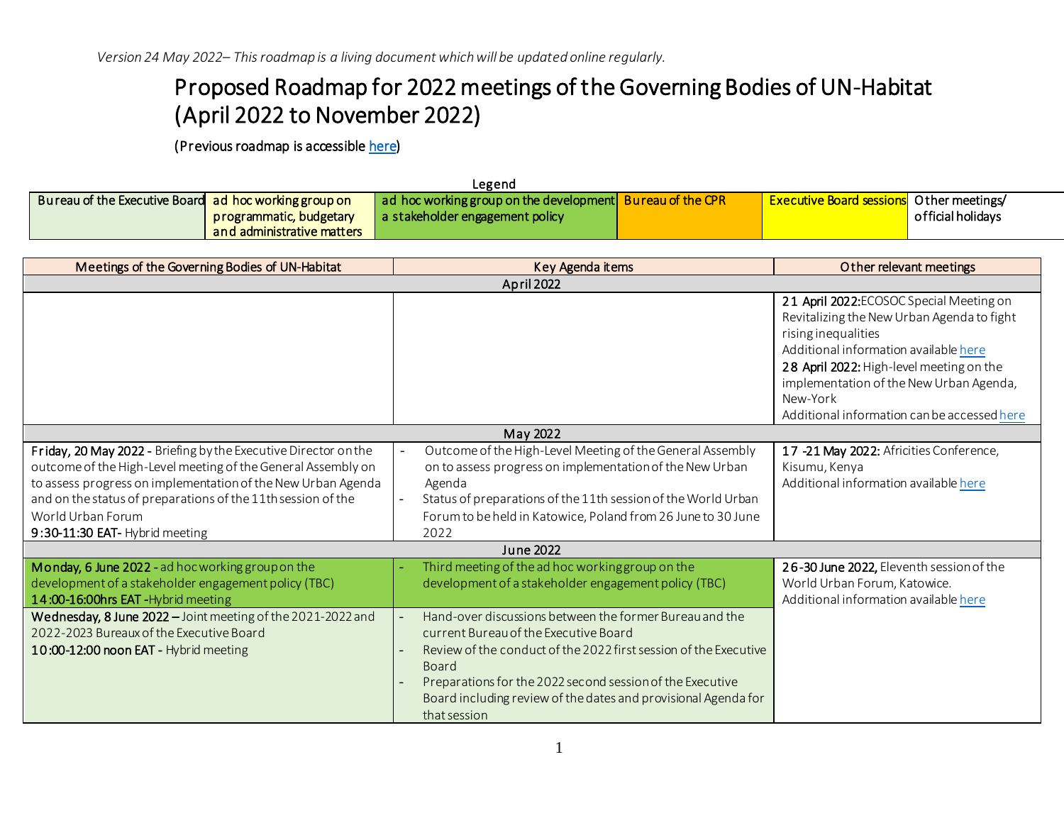*Version 24 May 2022– This roadmap is a living document which will be updated online regularly.*

# Proposed Roadmap for 2022 meetings of the Governing Bodies of UN-Habitat (April 2022 to November 2022)

(Previous roadmap is accessible here)

Legend

| Bureau of the Executive Board | ad hoc working group on programmatic, budgetary and administrative matters | ad hoc working group on the development a stakeholder engagement policy | Bureau of the CPR | Executive Board sessions | Other meetings/ official holidays |
|---|---|---|---|---|---|

| Meetings of the Governing Bodies of UN-Habitat | Key Agenda items | Other relevant meetings |
|---|---|---|
| **April 2022** | | |
| | | **21 April 2022:** ECOSOC Special Meeting on Revitalizing the New Urban Agenda to fight rising inequalities<br>Additional information available here<br>**28 April 2022:** High-level meeting on the implementation of the New Urban Agenda, New-York<br>Additional information can be accessed here |
| **May 2022** | | |
| **Friday, 20 May 2022 -** Briefing by the Executive Director on the outcome of the High-Level meeting of the General Assembly on to assess progress on implementation of the New Urban Agenda and on the status of preparations of the 11th session of the World Urban Forum<br>**9:30-11:30 EAT-** Hybrid meeting | - Outcome of the High-Level Meeting of the General Assembly on to assess progress on implementation of the New Urban Agenda<br>- Status of preparations of the 11th session of the World Urban Forum to be held in Katowice, Poland from 26 June to 30 June 2022 | **17 -21 May 2022:** Africities Conference, Kisumu, Kenya<br>Additional information available here |
| **June 2022** | | |
| **Monday, 6 June 2022 -** ad hoc working group on the development of a stakeholder engagement policy (TBC)<br>**14:00-16:00hrs EAT -** Hybrid meeting | - Third meeting of the ad hoc working group on the development of a stakeholder engagement policy (TBC) | **26-30 June 2022,** Eleventh session of the World Urban Forum, Katowice.<br>Additional information available here |
| **Wednesday, 8 June 2022 –** Joint meeting of the 2021-2022 and 2022-2023 Bureaux of the Executive Board<br>**10:00-12:00 noon EAT -** Hybrid meeting | - Hand-over discussions between the former Bureau and the current Bureau of the Executive Board<br>- Review of the conduct of the 2022 first session of the Executive Board<br>- Preparations for the 2022 second session of the Executive Board including review of the dates and provisional Agenda for that session | |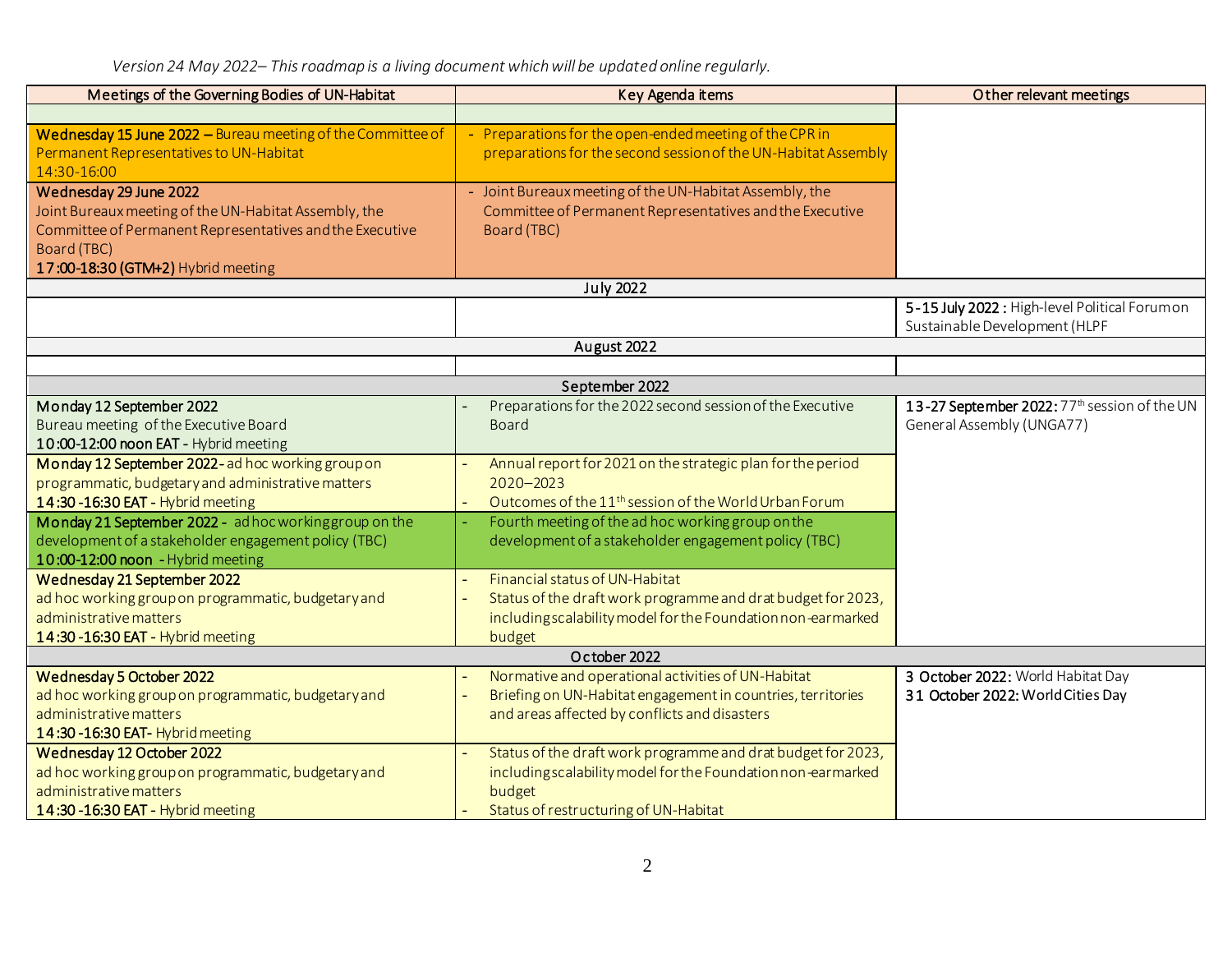*Version 24 May 2022– This roadmap is a living document which will be updated online regularly.*

| Meetings of the Governing Bodies of UN-Habitat | Key Agenda items | Other relevant meetings |
|---|---|---|
| | | |
| **Wednesday 15 June 2022 –** Bureau meeting of the Committee of Permanent Representatives to UN-Habitat 14:30-16:00 | - Preparations for the open-ended meeting of the CPR in preparations for the second session of the UN-Habitat Assembly | |
| **Wednesday 29 June 2022** Joint Bureaux meeting of the UN-Habitat Assembly, the Committee of Permanent Representatives and the Executive Board (TBC) **17:00-18:30 (GTM+2)** Hybrid meeting | - Joint Bureaux meeting of the UN-Habitat Assembly, the Committee of Permanent Representatives and the Executive Board (TBC) | |
| | July 2022 | |
| | | **5-15 July 2022 :** High-level Political Forum on Sustainable Development (HLPF |
| | August 2022 | |
| | | |
| | September 2022 | |
| **Monday 12 September 2022** Bureau meeting of the Executive Board **10:00-12:00 noon EAT -** Hybrid meeting | - Preparations for the 2022 second session of the Executive Board | **13-27 September 2022:** 77th session of the UN General Assembly (UNGA77) |
| **Monday 12 September 2022** - ad hoc working group on programmatic, budgetary and administrative matters **14:30 -16:30 EAT -** Hybrid meeting | - Annual report for 2021 on the strategic plan for the period 2020–2023<br>- Outcomes of the 11th session of the World Urban Forum | |
| **Monday 21 September 2022 -** ad hoc working group on the development of a stakeholder engagement policy (TBC) **10:00-12:00 noon -** Hybrid meeting | - Fourth meeting of the ad hoc working group on the development of a stakeholder engagement policy (TBC) | |
| **Wednesday 21 September 2022** ad hoc working group on programmatic, budgetary and administrative matters **14:30 -16:30 EAT -** Hybrid meeting | - Financial status of UN-Habitat<br>- Status of the draft work programme and drat budget for 2023, including scalability model for the Foundation non-earmarked budget | |
| | October 2022 | |
| **Wednesday 5 October 2022** ad hoc working group on programmatic, budgetary and administrative matters **14:30 -16:30 EAT-** Hybrid meeting | - Normative and operational activities of UN-Habitat<br>- Briefing on UN-Habitat engagement in countries, territories and areas affected by conflicts and disasters | **3 October 2022:** World Habitat Day<br>**31 October 2022: World Cities Day** |
| **Wednesday 12 October 2022** ad hoc working group on programmatic, budgetary and administrative matters **14:30 -16:30 EAT -** Hybrid meeting | - Status of the draft work programme and drat budget for 2023, including scalability model for the Foundation non-earmarked budget<br>- Status of restructuring of UN-Habitat | |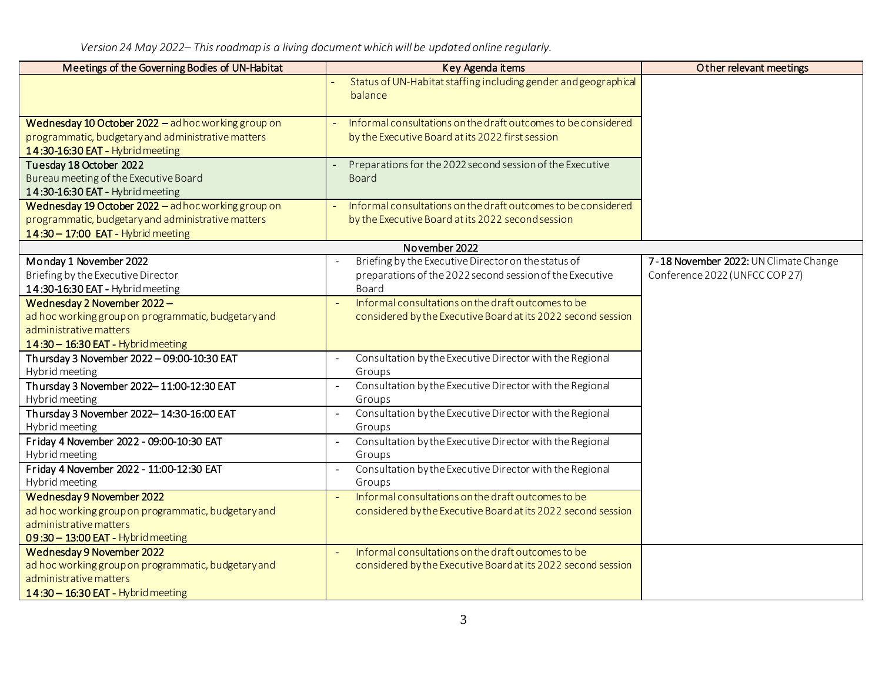*Version 24 May 2022– This roadmap is a living document which will be updated online regularly.*

| Meetings of the Governing Bodies of UN-Habitat | Key Agenda items | Other relevant meetings |
|---|---|---|
| | - Status of UN-Habitat staffing including gender and geographical balance | |
| **Wednesday 10 October 2022 –** ad hoc working group on programmatic, budgetary and administrative matters **14:30-16:30 EAT** - Hybrid meeting | - Informal consultations on the draft outcomes to be considered by the Executive Board at its 2022 first session | |
| **Tuesday 18 October 2022** Bureau meeting of the Executive Board **14:30-16:30 EAT** - Hybrid meeting | - Preparations for the 2022 second session of the Executive Board | |
| **Wednesday 19 October 2022 –** ad hoc working group on programmatic, budgetary and administrative matters **14:30 – 17:00 EAT** - Hybrid meeting | - Informal consultations on the draft outcomes to be considered by the Executive Board at its 2022 second session | |
| | November 2022 | |
| **Monday 1 November 2022** Briefing by the Executive Director **14:30-16:30 EAT** - Hybrid meeting | - Briefing by the Executive Director on the status of preparations of the 2022 second session of the Executive Board | **7-18 November 2022:** UN Climate Change Conference 2022 (UNFCC COP27) |
| **Wednesday 2 November 2022 –** ad hoc working group on programmatic, budgetary and administrative matters **14:30 – 16:30 EAT** - Hybrid meeting | - Informal consultations on the draft outcomes to be considered by the Executive Board at its 2022 second session | |
| **Thursday 3 November 2022 – 09:00-10:30 EAT** Hybrid meeting | - Consultation by the Executive Director with the Regional Groups | |
| **Thursday 3 November 2022– 11:00-12:30 EAT** Hybrid meeting | - Consultation by the Executive Director with the Regional Groups | |
| **Thursday 3 November 2022– 14:30-16:00 EAT** Hybrid meeting | - Consultation by the Executive Director with the Regional Groups | |
| **Friday 4 November 2022 - 09:00-10:30 EAT** Hybrid meeting | - Consultation by the Executive Director with the Regional Groups | |
| **Friday 4 November 2022 - 11:00-12:30 EAT** Hybrid meeting | - Consultation by the Executive Director with the Regional Groups | |
| **Wednesday 9 November 2022** ad hoc working group on programmatic, budgetary and administrative matters **09:30 – 13:00 EAT** - Hybrid meeting | - Informal consultations on the draft outcomes to be considered by the Executive Board at its 2022 second session | |
| **Wednesday 9 November 2022** ad hoc working group on programmatic, budgetary and administrative matters **14:30 – 16:30 EAT** - Hybrid meeting | - Informal consultations on the draft outcomes to be considered by the Executive Board at its 2022 second session | |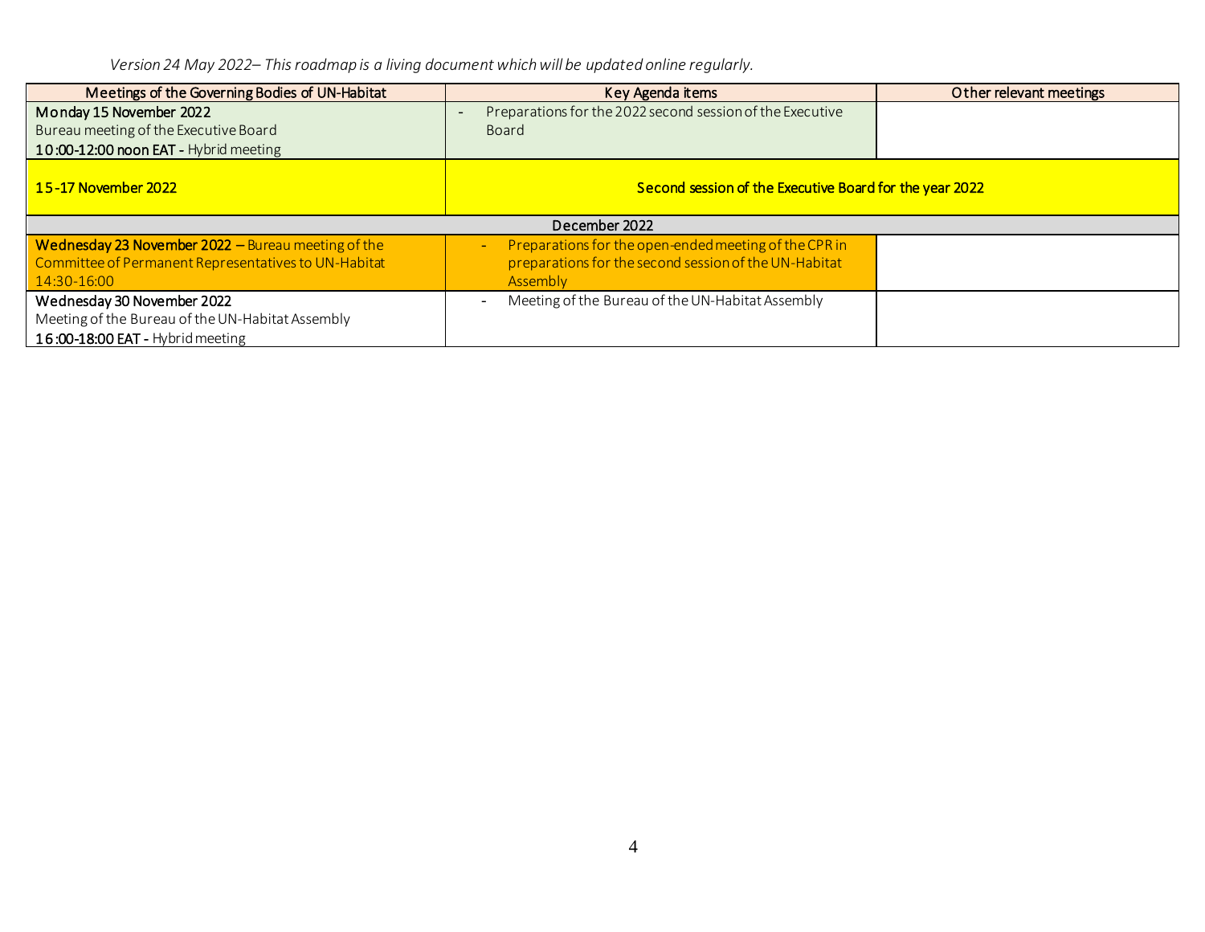*Version 24 May 2022– This roadmap is a living document which will be updated online regularly.*

| Meetings of the Governing Bodies of UN-Habitat | Key Agenda items | Other relevant meetings |
|---|---|---|
| **Monday 15 November 2022**<br>Bureau meeting of the Executive Board<br>**10:00-12:00 noon EAT -** Hybrid meeting | - Preparations for the 2022 second session of the Executive Board | |
| **15-17 November 2022** | **Second session of the Executive Board for the year 2022** | |
| December 2022 | | |
| **Wednesday 23 November 2022** – Bureau meeting of the Committee of Permanent Representatives to UN-Habitat<br>14:30-16:00 | - Preparations for the open-ended meeting of the CPR in preparations for the second session of the UN-Habitat Assembly | |
| **Wednesday 30 November 2022**<br>Meeting of the Bureau of the UN-Habitat Assembly<br>**16:00-18:00 EAT -** Hybrid meeting | - Meeting of the Bureau of the UN-Habitat Assembly | |